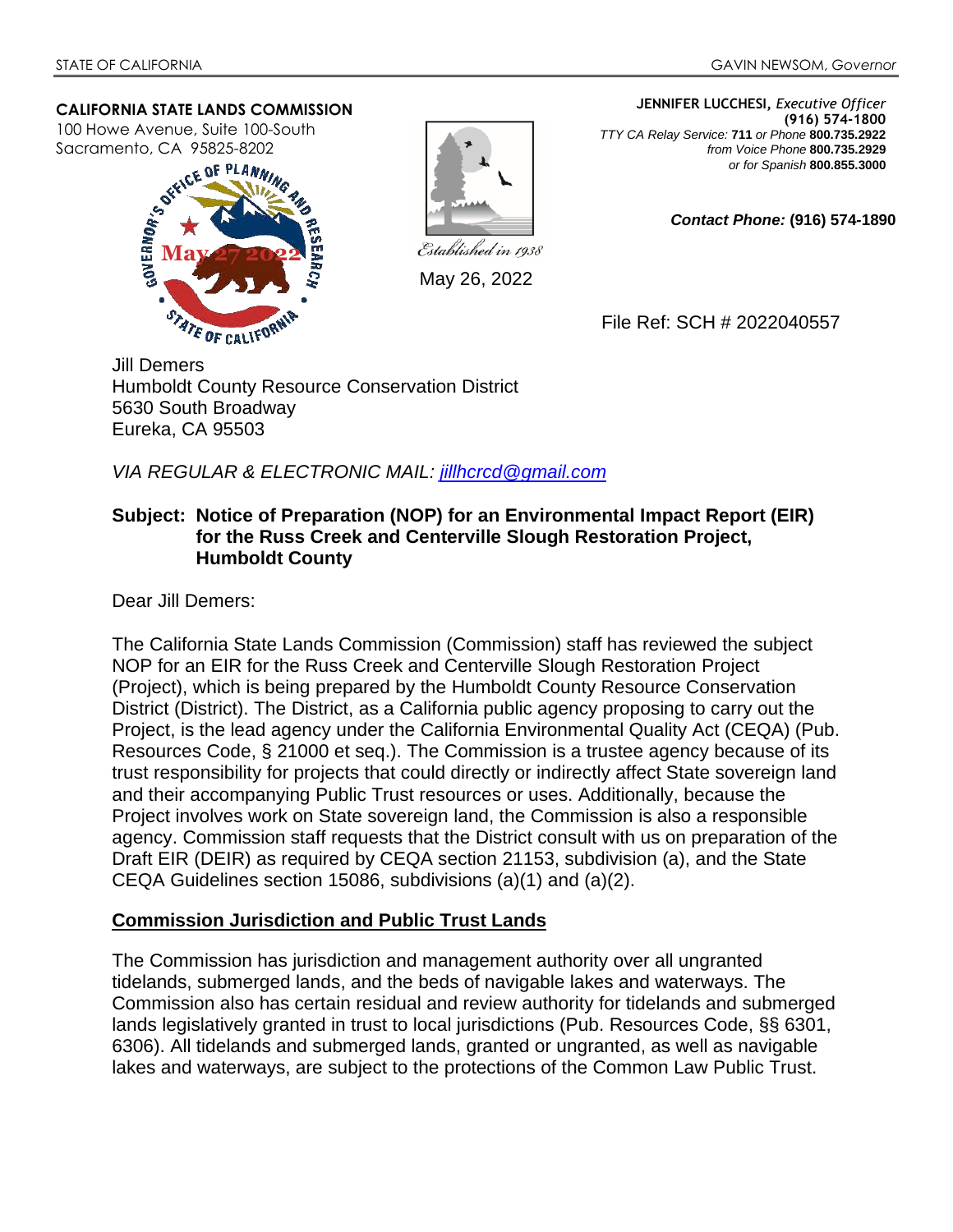STATE OF CALIFORNIA GAVIN NEWSOM, *Governor*

**CALIFORNIA STATE LANDS COMMISSION**
100 Howe Avenue, Suite 100-South
Sacramento, CA 95825-8202

**JENNIFER LUCCHESI,** *Executive Officer*
**(916) 574-1800**
*TTY CA Relay Service:* **711** *or Phone* **800.735.2922**
*from Voice Phone* **800.735.2929**
*or for Spanish* **800.855.3000**

***Contact Phone:*** **(916) 574-1890**

GOVERNOR'S OFFICE OF PLANNING AND RESEARCH
May 27 2022
STATE OF CALIFORNIA

*Established in 1938*

May 26, 2022

File Ref: SCH # 2022040557

Jill Demers
Humboldt County Resource Conservation District
5630 South Broadway
Eureka, CA 95503

*VIA REGULAR & ELECTRONIC MAIL: jillhcrcd@gmail.com*

**Subject: Notice of Preparation (NOP) for an Environmental Impact Report (EIR) for the Russ Creek and Centerville Slough Restoration Project, Humboldt County**

Dear Jill Demers:

The California State Lands Commission (Commission) staff has reviewed the subject NOP for an EIR for the Russ Creek and Centerville Slough Restoration Project (Project), which is being prepared by the Humboldt County Resource Conservation District (District). The District, as a California public agency proposing to carry out the Project, is the lead agency under the California Environmental Quality Act (CEQA) (Pub. Resources Code, § 21000 et seq.). The Commission is a trustee agency because of its trust responsibility for projects that could directly or indirectly affect State sovereign land and their accompanying Public Trust resources or uses. Additionally, because the Project involves work on State sovereign land, the Commission is also a responsible agency. Commission staff requests that the District consult with us on preparation of the Draft EIR (DEIR) as required by CEQA section 21153, subdivision (a), and the State CEQA Guidelines section 15086, subdivisions (a)(1) and (a)(2).

## Commission Jurisdiction and Public Trust Lands

The Commission has jurisdiction and management authority over all ungranted tidelands, submerged lands, and the beds of navigable lakes and waterways. The Commission also has certain residual and review authority for tidelands and submerged lands legislatively granted in trust to local jurisdictions (Pub. Resources Code, §§ 6301, 6306). All tidelands and submerged lands, granted or ungranted, as well as navigable lakes and waterways, are subject to the protections of the Common Law Public Trust.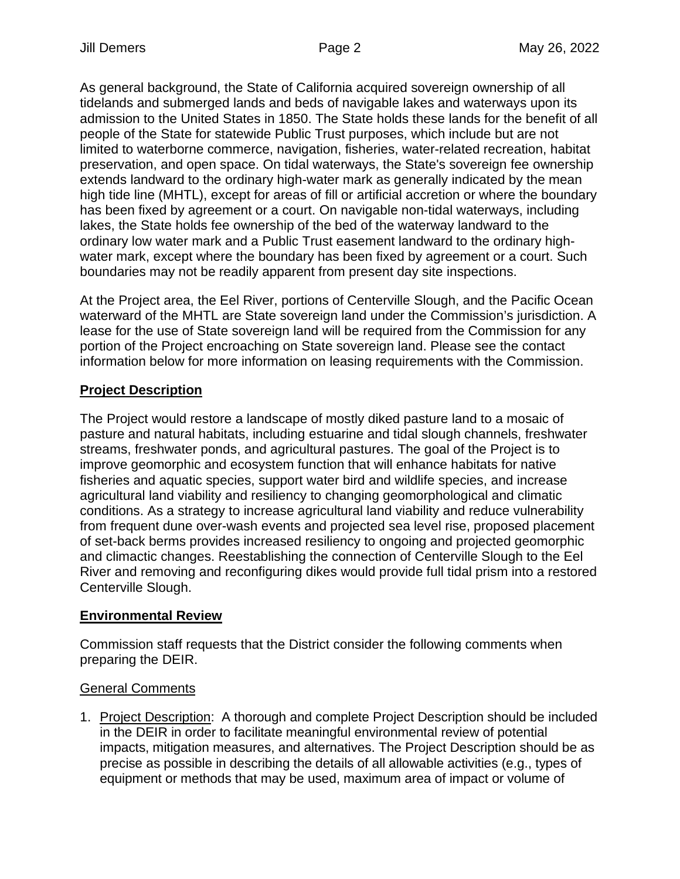As general background, the State of California acquired sovereign ownership of all tidelands and submerged lands and beds of navigable lakes and waterways upon its admission to the United States in 1850. The State holds these lands for the benefit of all people of the State for statewide Public Trust purposes, which include but are not limited to waterborne commerce, navigation, fisheries, water-related recreation, habitat preservation, and open space. On tidal waterways, the State's sovereign fee ownership extends landward to the ordinary high-water mark as generally indicated by the mean high tide line (MHTL), except for areas of fill or artificial accretion or where the boundary has been fixed by agreement or a court. On navigable non-tidal waterways, including lakes, the State holds fee ownership of the bed of the waterway landward to the ordinary low water mark and a Public Trust easement landward to the ordinary high-water mark, except where the boundary has been fixed by agreement or a court. Such boundaries may not be readily apparent from present day site inspections.

At the Project area, the Eel River, portions of Centerville Slough, and the Pacific Ocean waterward of the MHTL are State sovereign land under the Commission's jurisdiction. A lease for the use of State sovereign land will be required from the Commission for any portion of the Project encroaching on State sovereign land. Please see the contact information below for more information on leasing requirements with the Commission.

## Project Description

The Project would restore a landscape of mostly diked pasture land to a mosaic of pasture and natural habitats, including estuarine and tidal slough channels, freshwater streams, freshwater ponds, and agricultural pastures. The goal of the Project is to improve geomorphic and ecosystem function that will enhance habitats for native fisheries and aquatic species, support water bird and wildlife species, and increase agricultural land viability and resiliency to changing geomorphological and climatic conditions. As a strategy to increase agricultural land viability and reduce vulnerability from frequent dune over-wash events and projected sea level rise, proposed placement of set-back berms provides increased resiliency to ongoing and projected geomorphic and climactic changes. Reestablishing the connection of Centerville Slough to the Eel River and removing and reconfiguring dikes would provide full tidal prism into a restored Centerville Slough.

## Environmental Review

Commission staff requests that the District consider the following comments when preparing the DEIR.

### General Comments

1. Project Description: A thorough and complete Project Description should be included in the DEIR in order to facilitate meaningful environmental review of potential impacts, mitigation measures, and alternatives. The Project Description should be as precise as possible in describing the details of all allowable activities (e.g., types of equipment or methods that may be used, maximum area of impact or volume of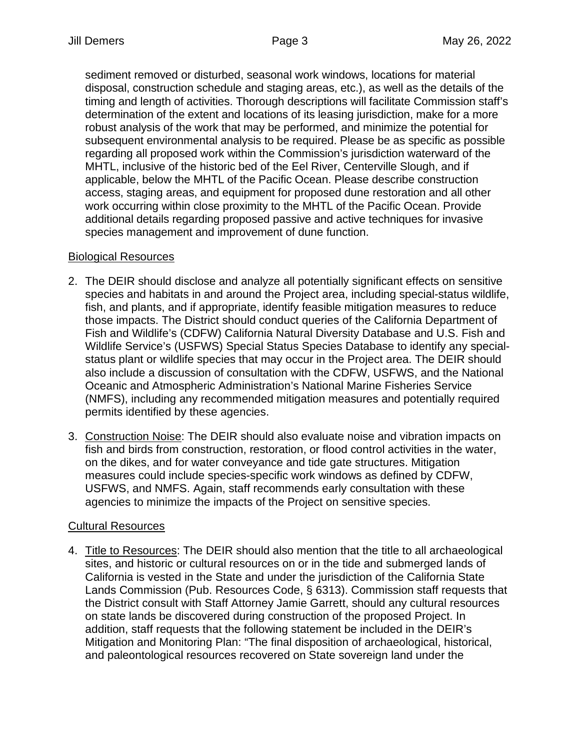sediment removed or disturbed, seasonal work windows, locations for material disposal, construction schedule and staging areas, etc.), as well as the details of the timing and length of activities. Thorough descriptions will facilitate Commission staff's determination of the extent and locations of its leasing jurisdiction, make for a more robust analysis of the work that may be performed, and minimize the potential for subsequent environmental analysis to be required. Please be as specific as possible regarding all proposed work within the Commission's jurisdiction waterward of the MHTL, inclusive of the historic bed of the Eel River, Centerville Slough, and if applicable, below the MHTL of the Pacific Ocean. Please describe construction access, staging areas, and equipment for proposed dune restoration and all other work occurring within close proximity to the MHTL of the Pacific Ocean. Provide additional details regarding proposed passive and active techniques for invasive species management and improvement of dune function.

Biological Resources

2. The DEIR should disclose and analyze all potentially significant effects on sensitive species and habitats in and around the Project area, including special-status wildlife, fish, and plants, and if appropriate, identify feasible mitigation measures to reduce those impacts. The District should conduct queries of the California Department of Fish and Wildlife's (CDFW) California Natural Diversity Database and U.S. Fish and Wildlife Service's (USFWS) Special Status Species Database to identify any special-status plant or wildlife species that may occur in the Project area. The DEIR should also include a discussion of consultation with the CDFW, USFWS, and the National Oceanic and Atmospheric Administration's National Marine Fisheries Service (NMFS), including any recommended mitigation measures and potentially required permits identified by these agencies.

3. Construction Noise: The DEIR should also evaluate noise and vibration impacts on fish and birds from construction, restoration, or flood control activities in the water, on the dikes, and for water conveyance and tide gate structures. Mitigation measures could include species-specific work windows as defined by CDFW, USFWS, and NMFS. Again, staff recommends early consultation with these agencies to minimize the impacts of the Project on sensitive species.

Cultural Resources

4. Title to Resources: The DEIR should also mention that the title to all archaeological sites, and historic or cultural resources on or in the tide and submerged lands of California is vested in the State and under the jurisdiction of the California State Lands Commission (Pub. Resources Code, § 6313). Commission staff requests that the District consult with Staff Attorney Jamie Garrett, should any cultural resources on state lands be discovered during construction of the proposed Project. In addition, staff requests that the following statement be included in the DEIR's Mitigation and Monitoring Plan: "The final disposition of archaeological, historical, and paleontological resources recovered on State sovereign land under the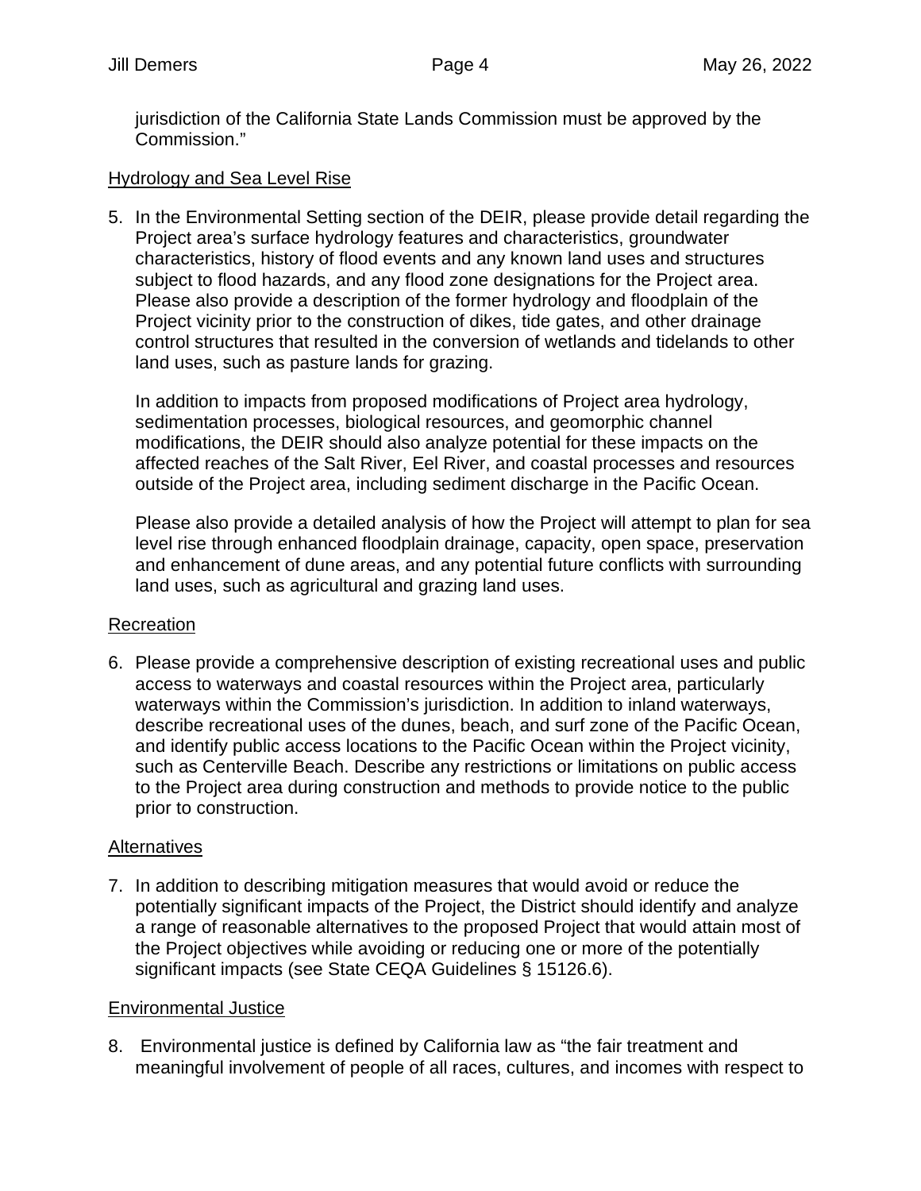jurisdiction of the California State Lands Commission must be approved by the Commission."

<u>Hydrology and Sea Level Rise</u>

5. In the Environmental Setting section of the DEIR, please provide detail regarding the Project area's surface hydrology features and characteristics, groundwater characteristics, history of flood events and any known land uses and structures subject to flood hazards, and any flood zone designations for the Project area. Please also provide a description of the former hydrology and floodplain of the Project vicinity prior to the construction of dikes, tide gates, and other drainage control structures that resulted in the conversion of wetlands and tidelands to other land uses, such as pasture lands for grazing.

   In addition to impacts from proposed modifications of Project area hydrology, sedimentation processes, biological resources, and geomorphic channel modifications, the DEIR should also analyze potential for these impacts on the affected reaches of the Salt River, Eel River, and coastal processes and resources outside of the Project area, including sediment discharge in the Pacific Ocean.

   Please also provide a detailed analysis of how the Project will attempt to plan for sea level rise through enhanced floodplain drainage, capacity, open space, preservation and enhancement of dune areas, and any potential future conflicts with surrounding land uses, such as agricultural and grazing land uses.

<u>Recreation</u>

6. Please provide a comprehensive description of existing recreational uses and public access to waterways and coastal resources within the Project area, particularly waterways within the Commission's jurisdiction. In addition to inland waterways, describe recreational uses of the dunes, beach, and surf zone of the Pacific Ocean, and identify public access locations to the Pacific Ocean within the Project vicinity, such as Centerville Beach. Describe any restrictions or limitations on public access to the Project area during construction and methods to provide notice to the public prior to construction.

<u>Alternatives</u>

7. In addition to describing mitigation measures that would avoid or reduce the potentially significant impacts of the Project, the District should identify and analyze a range of reasonable alternatives to the proposed Project that would attain most of the Project objectives while avoiding or reducing one or more of the potentially significant impacts (see State CEQA Guidelines § 15126.6).

<u>Environmental Justice</u>

8. Environmental justice is defined by California law as "the fair treatment and meaningful involvement of people of all races, cultures, and incomes with respect to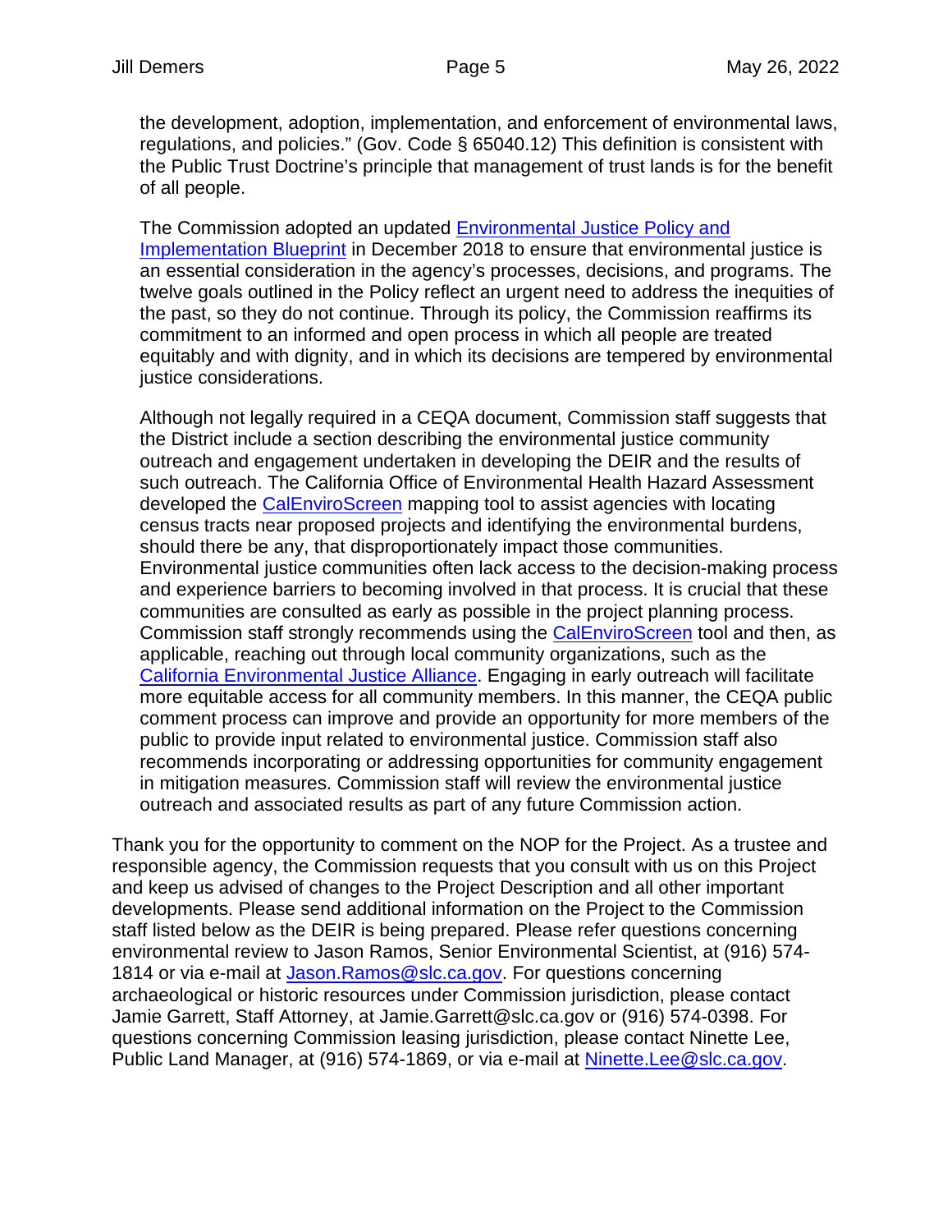the development, adoption, implementation, and enforcement of environmental laws, regulations, and policies." (Gov. Code § 65040.12) This definition is consistent with the Public Trust Doctrine's principle that management of trust lands is for the benefit of all people.

The Commission adopted an updated [Environmental Justice Policy and Implementation Blueprint] in December 2018 to ensure that environmental justice is an essential consideration in the agency's processes, decisions, and programs. The twelve goals outlined in the Policy reflect an urgent need to address the inequities of the past, so they do not continue. Through its policy, the Commission reaffirms its commitment to an informed and open process in which all people are treated equitably and with dignity, and in which its decisions are tempered by environmental justice considerations.

Although not legally required in a CEQA document, Commission staff suggests that the District include a section describing the environmental justice community outreach and engagement undertaken in developing the DEIR and the results of such outreach. The California Office of Environmental Health Hazard Assessment developed the [CalEnviroScreen] mapping tool to assist agencies with locating census tracts near proposed projects and identifying the environmental burdens, should there be any, that disproportionately impact those communities. Environmental justice communities often lack access to the decision-making process and experience barriers to becoming involved in that process. It is crucial that these communities are consulted as early as possible in the project planning process. Commission staff strongly recommends using the [CalEnviroScreen] tool and then, as applicable, reaching out through local community organizations, such as the [California Environmental Justice Alliance]. Engaging in early outreach will facilitate more equitable access for all community members. In this manner, the CEQA public comment process can improve and provide an opportunity for more members of the public to provide input related to environmental justice. Commission staff also recommends incorporating or addressing opportunities for community engagement in mitigation measures. Commission staff will review the environmental justice outreach and associated results as part of any future Commission action.

Thank you for the opportunity to comment on the NOP for the Project. As a trustee and responsible agency, the Commission requests that you consult with us on this Project and keep us advised of changes to the Project Description and all other important developments. Please send additional information on the Project to the Commission staff listed below as the DEIR is being prepared. Please refer questions concerning environmental review to Jason Ramos, Senior Environmental Scientist, at (916) 574-1814 or via e-mail at Jason.Ramos@slc.ca.gov. For questions concerning archaeological or historic resources under Commission jurisdiction, please contact Jamie Garrett, Staff Attorney, at Jamie.Garrett@slc.ca.gov or (916) 574-0398. For questions concerning Commission leasing jurisdiction, please contact Ninette Lee, Public Land Manager, at (916) 574-1869, or via e-mail at Ninette.Lee@slc.ca.gov.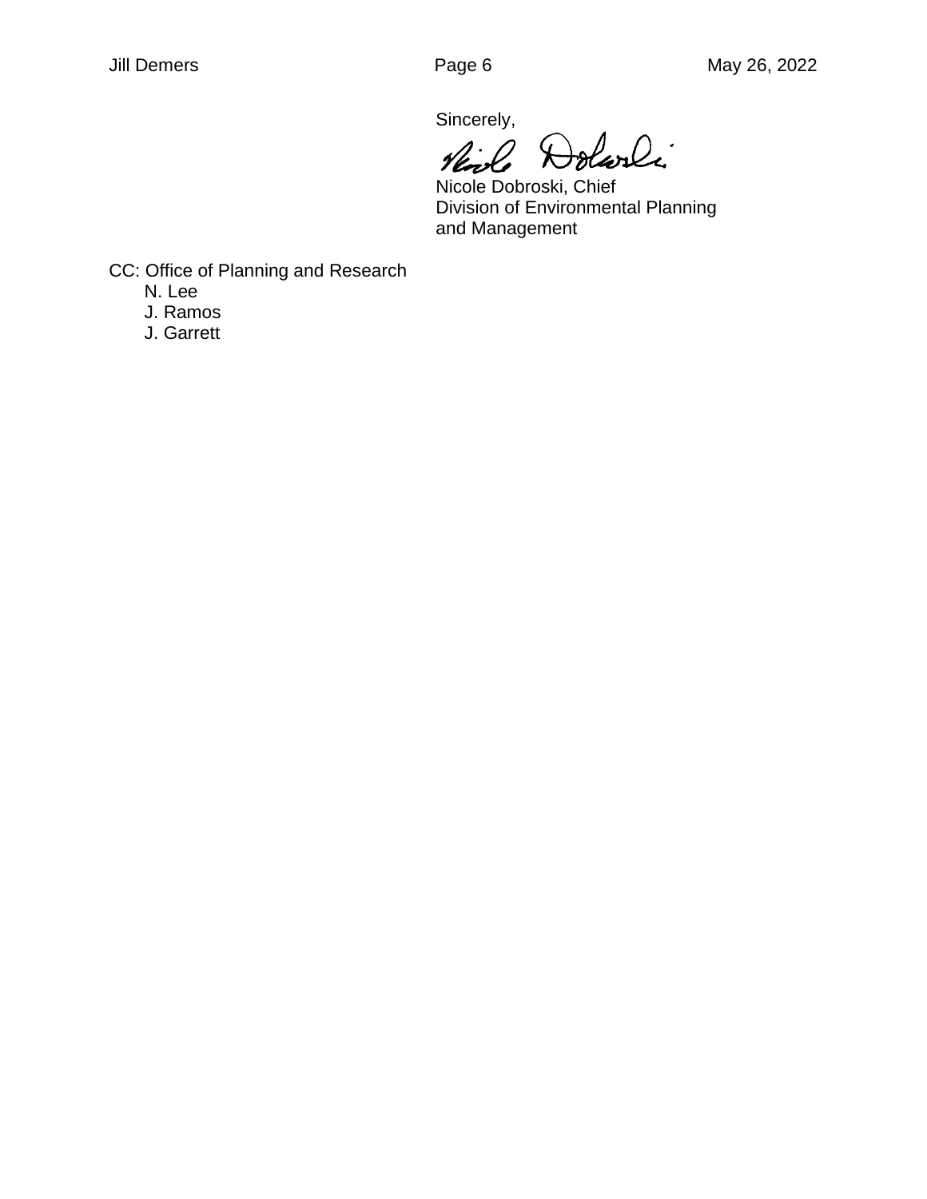Sincerely,

Nicole Dobroski

Nicole Dobroski, Chief
Division of Environmental Planning
and Management

CC: Office of Planning and Research
N. Lee
J. Ramos
J. Garrett